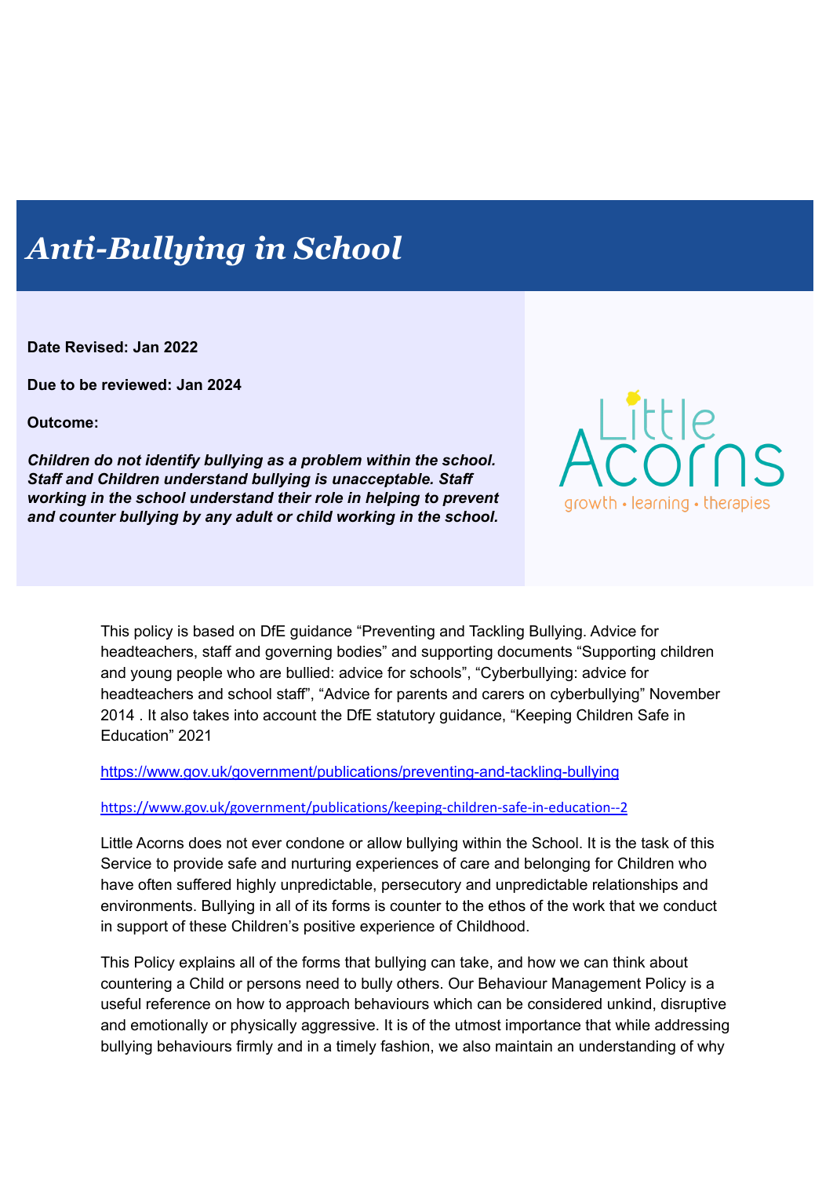# *Anti-Bullying in School*

**Date Revised: Jan 2022**

**Due to be reviewed: Jan 2024**

**Outcome:**

***Children do not identify bullying as a problem within the school. Staff and Children understand bullying is unacceptable. Staff working in the school understand their role in helping to prevent and counter bullying by any adult or child working in the school.***

This policy is based on DfE guidance "Preventing and Tackling Bullying. Advice for headteachers, staff and governing bodies" and supporting documents "Supporting children and young people who are bullied: advice for schools", "Cyberbullying: advice for headteachers and school staff", "Advice for parents and carers on cyberbullying" November 2014 . It also takes into account the DfE statutory guidance, "Keeping Children Safe in Education" 2021

https://www.gov.uk/government/publications/preventing-and-tackling-bullying

https://www.gov.uk/government/publications/keeping-children-safe-in-education--2

Little Acorns does not ever condone or allow bullying within the School. It is the task of this Service to provide safe and nurturing experiences of care and belonging for Children who have often suffered highly unpredictable, persecutory and unpredictable relationships and environments. Bullying in all of its forms is counter to the ethos of the work that we conduct in support of these Children's positive experience of Childhood.

This Policy explains all of the forms that bullying can take, and how we can think about countering a Child or persons need to bully others. Our Behaviour Management Policy is a useful reference on how to approach behaviours which can be considered unkind, disruptive and emotionally or physically aggressive. It is of the utmost importance that while addressing bullying behaviours firmly and in a timely fashion, we also maintain an understanding of why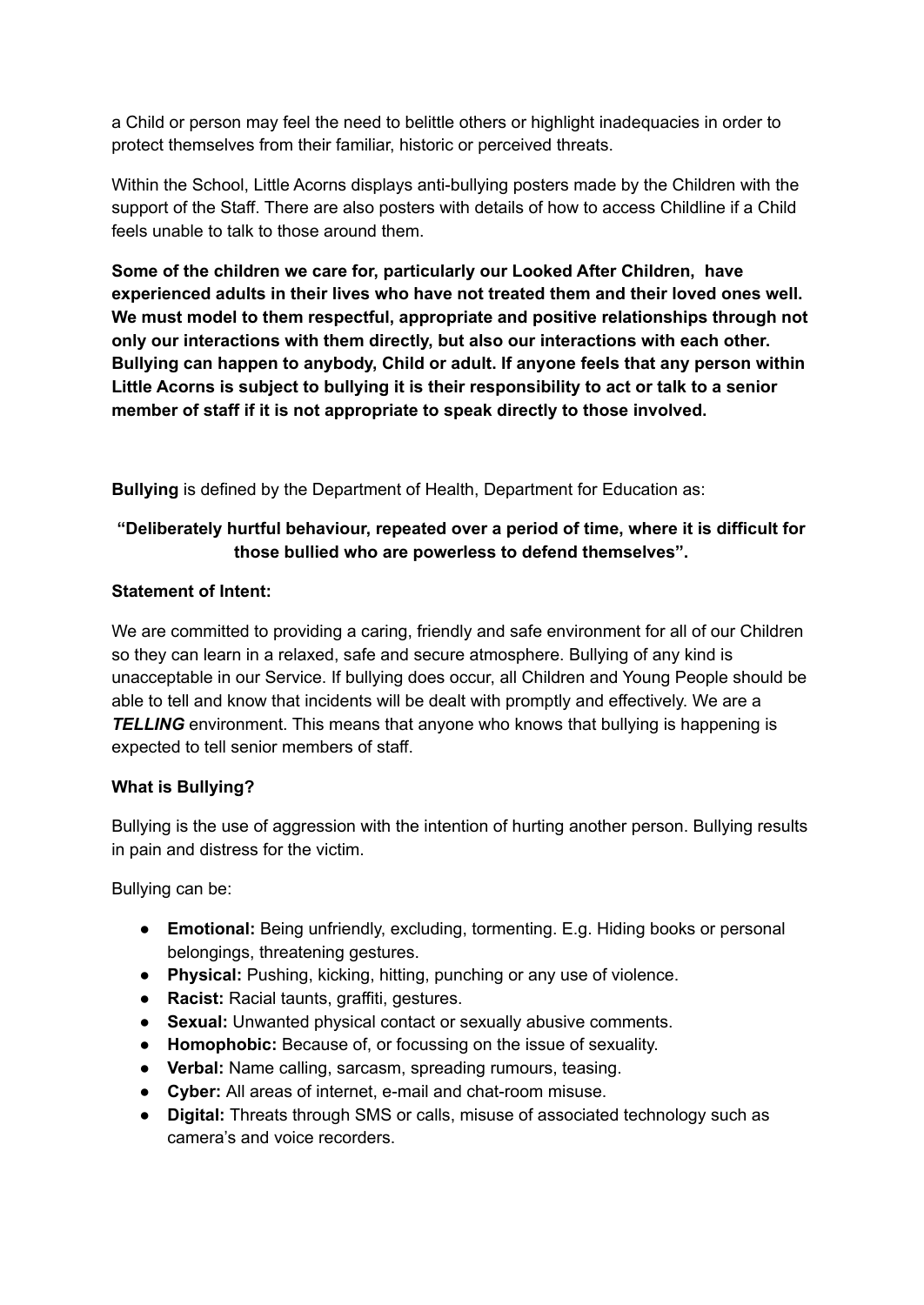a Child or person may feel the need to belittle others or highlight inadequacies in order to protect themselves from their familiar, historic or perceived threats.

Within the School, Little Acorns displays anti-bullying posters made by the Children with the support of the Staff. There are also posters with details of how to access Childline if a Child feels unable to talk to those around them.

**Some of the children we care for, particularly our Looked After Children, have experienced adults in their lives who have not treated them and their loved ones well. We must model to them respectful, appropriate and positive relationships through not only our interactions with them directly, but also our interactions with each other. Bullying can happen to anybody, Child or adult. If anyone feels that any person within Little Acorns is subject to bullying it is their responsibility to act or talk to a senior member of staff if it is not appropriate to speak directly to those involved.**

**Bullying** is defined by the Department of Health, Department for Education as:

**"Deliberately hurtful behaviour, repeated over a period of time, where it is difficult for those bullied who are powerless to defend themselves".**

**Statement of Intent:**

We are committed to providing a caring, friendly and safe environment for all of our Children so they can learn in a relaxed, safe and secure atmosphere. Bullying of any kind is unacceptable in our Service. If bullying does occur, all Children and Young People should be able to tell and know that incidents will be dealt with promptly and effectively. We are a ***TELLING*** environment. This means that anyone who knows that bullying is happening is expected to tell senior members of staff.

**What is Bullying?**

Bullying is the use of aggression with the intention of hurting another person. Bullying results in pain and distress for the victim.

Bullying can be:

- **Emotional:** Being unfriendly, excluding, tormenting. E.g. Hiding books or personal belongings, threatening gestures.
- **Physical:** Pushing, kicking, hitting, punching or any use of violence.
- **Racist:** Racial taunts, graffiti, gestures.
- **Sexual:** Unwanted physical contact or sexually abusive comments.
- **Homophobic:** Because of, or focussing on the issue of sexuality.
- **Verbal:** Name calling, sarcasm, spreading rumours, teasing.
- **Cyber:** All areas of internet, e-mail and chat-room misuse.
- **Digital:** Threats through SMS or calls, misuse of associated technology such as camera's and voice recorders.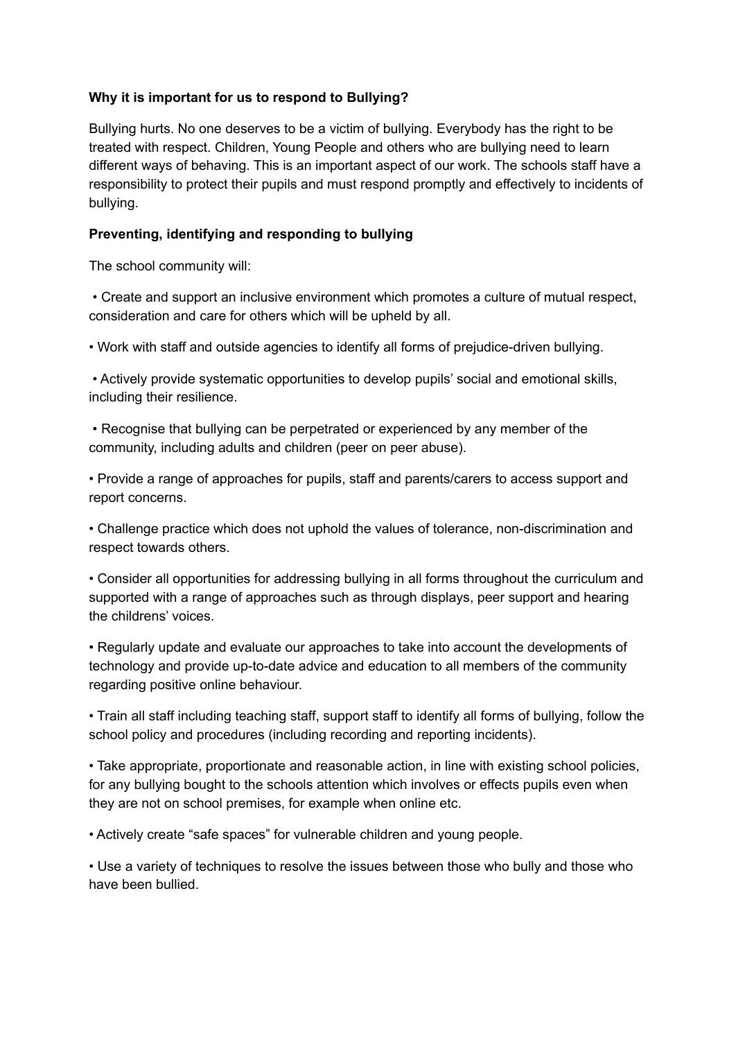**Why it is important for us to respond to Bullying?**

Bullying hurts. No one deserves to be a victim of bullying. Everybody has the right to be treated with respect. Children, Young People and others who are bullying need to learn different ways of behaving. This is an important aspect of our work. The schools staff have a responsibility to protect their pupils and must respond promptly and effectively to incidents of bullying.

**Preventing, identifying and responding to bullying**

The school community will:

• Create and support an inclusive environment which promotes a culture of mutual respect, consideration and care for others which will be upheld by all.

• Work with staff and outside agencies to identify all forms of prejudice-driven bullying.

• Actively provide systematic opportunities to develop pupils' social and emotional skills, including their resilience.

• Recognise that bullying can be perpetrated or experienced by any member of the community, including adults and children (peer on peer abuse).

• Provide a range of approaches for pupils, staff and parents/carers to access support and report concerns.

• Challenge practice which does not uphold the values of tolerance, non-discrimination and respect towards others.

• Consider all opportunities for addressing bullying in all forms throughout the curriculum and supported with a range of approaches such as through displays, peer support and hearing the childrens' voices.

• Regularly update and evaluate our approaches to take into account the developments of technology and provide up-to-date advice and education to all members of the community regarding positive online behaviour.

• Train all staff including teaching staff, support staff to identify all forms of bullying, follow the school policy and procedures (including recording and reporting incidents).

• Take appropriate, proportionate and reasonable action, in line with existing school policies, for any bullying bought to the schools attention which involves or effects pupils even when they are not on school premises, for example when online etc.

• Actively create "safe spaces" for vulnerable children and young people.

• Use a variety of techniques to resolve the issues between those who bully and those who have been bullied.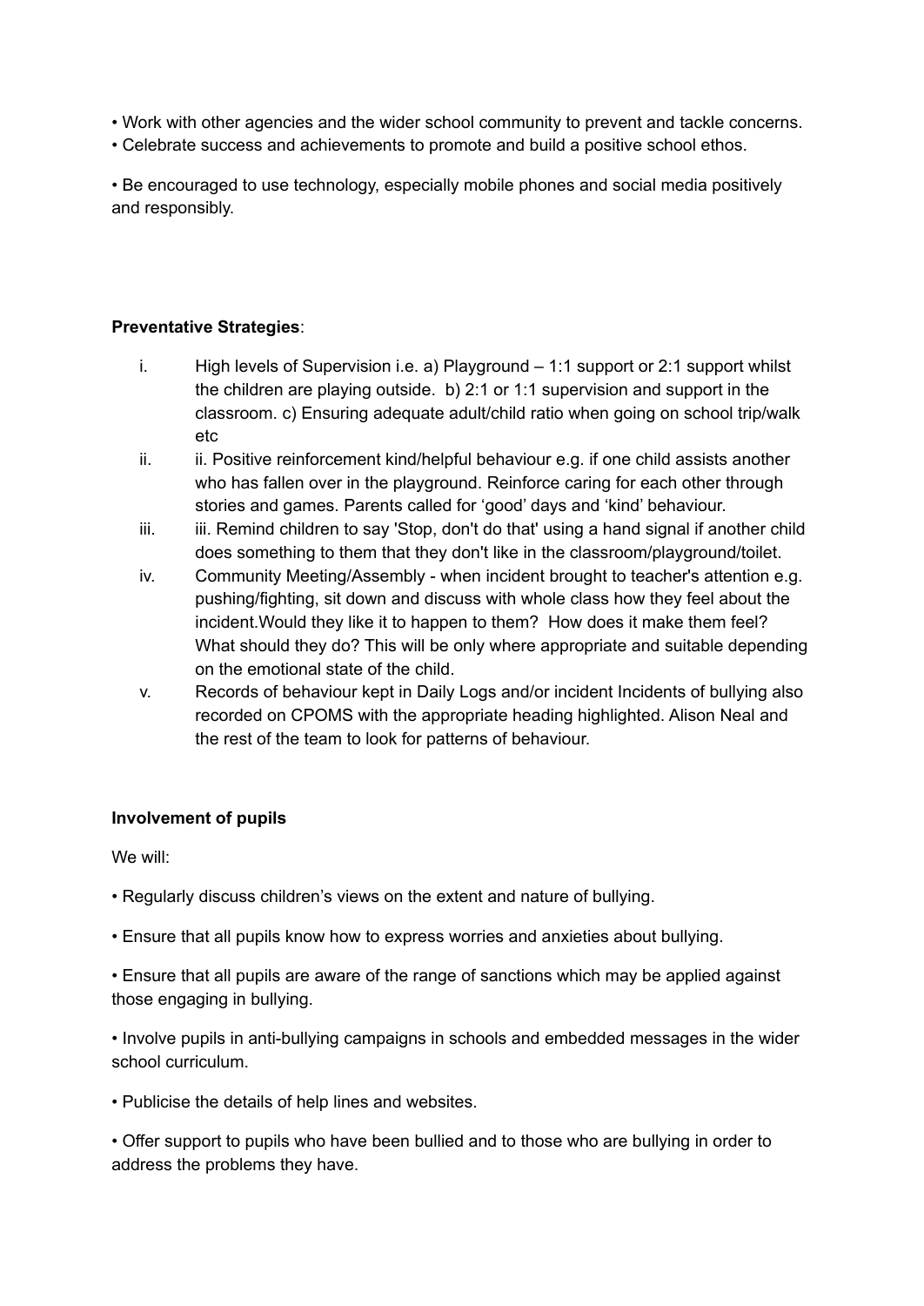- Work with other agencies and the wider school community to prevent and tackle concerns.
- Celebrate success and achievements to promote and build a positive school ethos.

- Be encouraged to use technology, especially mobile phones and social media positively and responsibly.

**Preventative Strategies**:

i. High levels of Supervision i.e. a) Playground – 1:1 support or 2:1 support whilst the children are playing outside. b) 2:1 or 1:1 supervision and support in the classroom. c) Ensuring adequate adult/child ratio when going on school trip/walk etc

ii. ii. Positive reinforcement kind/helpful behaviour e.g. if one child assists another who has fallen over in the playground. Reinforce caring for each other through stories and games. Parents called for 'good' days and 'kind' behaviour.

iii. iii. Remind children to say 'Stop, don't do that' using a hand signal if another child does something to them that they don't like in the classroom/playground/toilet.

iv. Community Meeting/Assembly - when incident brought to teacher's attention e.g. pushing/fighting, sit down and discuss with whole class how they feel about the incident.Would they like it to happen to them? How does it make them feel? What should they do? This will be only where appropriate and suitable depending on the emotional state of the child.

v. Records of behaviour kept in Daily Logs and/or incident Incidents of bullying also recorded on CPOMS with the appropriate heading highlighted. Alison Neal and the rest of the team to look for patterns of behaviour.

**Involvement of pupils**

We will:

- Regularly discuss children's views on the extent and nature of bullying.

- Ensure that all pupils know how to express worries and anxieties about bullying.

- Ensure that all pupils are aware of the range of sanctions which may be applied against those engaging in bullying.

- Involve pupils in anti-bullying campaigns in schools and embedded messages in the wider school curriculum.

- Publicise the details of help lines and websites.

- Offer support to pupils who have been bullied and to those who are bullying in order to address the problems they have.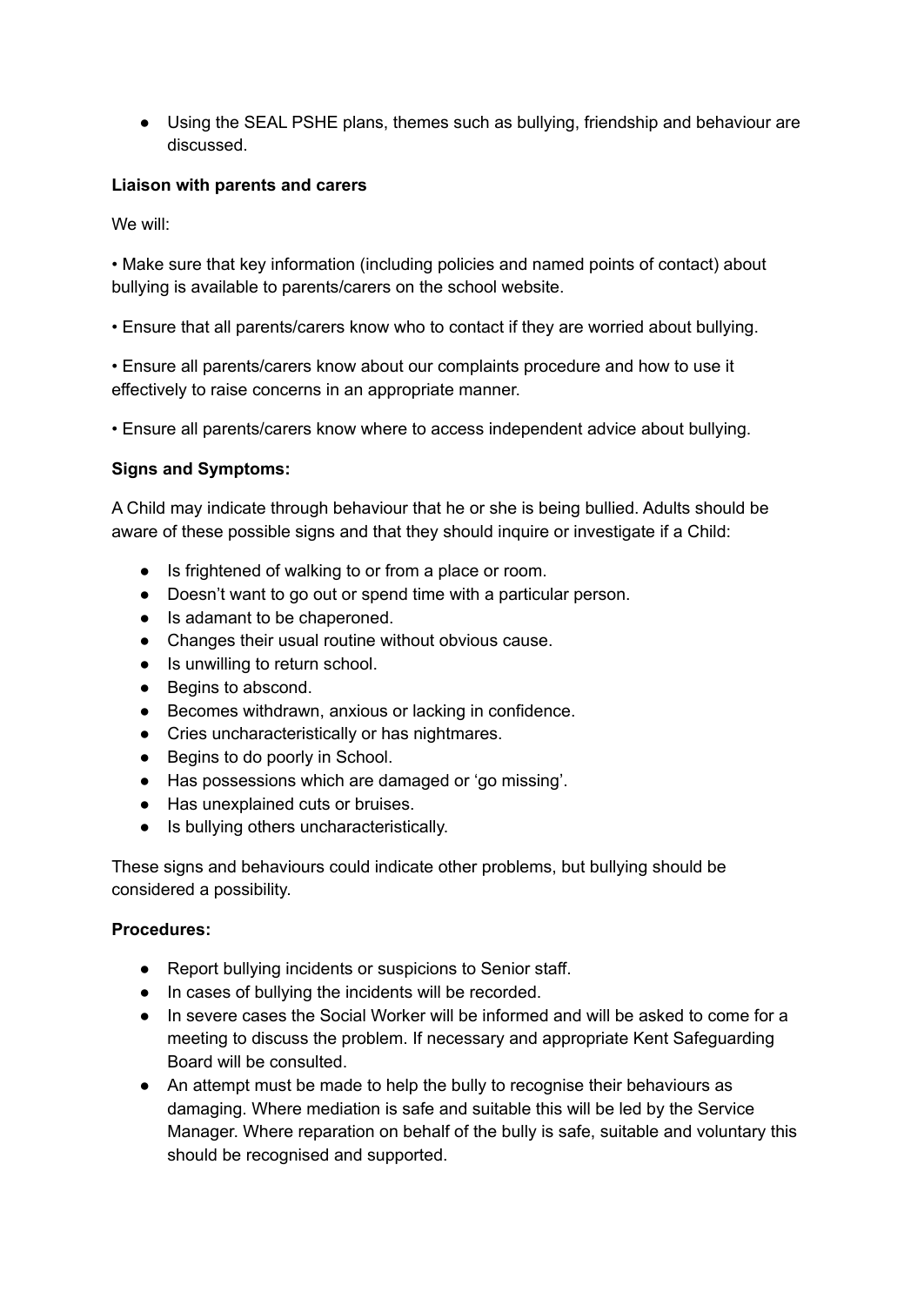- Using the SEAL PSHE plans, themes such as bullying, friendship and behaviour are discussed.

**Liaison with parents and carers**

We will:

• Make sure that key information (including policies and named points of contact) about bullying is available to parents/carers on the school website.

• Ensure that all parents/carers know who to contact if they are worried about bullying.

• Ensure all parents/carers know about our complaints procedure and how to use it effectively to raise concerns in an appropriate manner.

• Ensure all parents/carers know where to access independent advice about bullying.

**Signs and Symptoms:**

A Child may indicate through behaviour that he or she is being bullied. Adults should be aware of these possible signs and that they should inquire or investigate if a Child:

- Is frightened of walking to or from a place or room.
- Doesn't want to go out or spend time with a particular person.
- Is adamant to be chaperoned.
- Changes their usual routine without obvious cause.
- Is unwilling to return school.
- Begins to abscond.
- Becomes withdrawn, anxious or lacking in confidence.
- Cries uncharacteristically or has nightmares.
- Begins to do poorly in School.
- Has possessions which are damaged or 'go missing'.
- Has unexplained cuts or bruises.
- Is bullying others uncharacteristically.

These signs and behaviours could indicate other problems, but bullying should be considered a possibility.

**Procedures:**

- Report bullying incidents or suspicions to Senior staff.
- In cases of bullying the incidents will be recorded.
- In severe cases the Social Worker will be informed and will be asked to come for a meeting to discuss the problem. If necessary and appropriate Kent Safeguarding Board will be consulted.
- An attempt must be made to help the bully to recognise their behaviours as damaging. Where mediation is safe and suitable this will be led by the Service Manager. Where reparation on behalf of the bully is safe, suitable and voluntary this should be recognised and supported.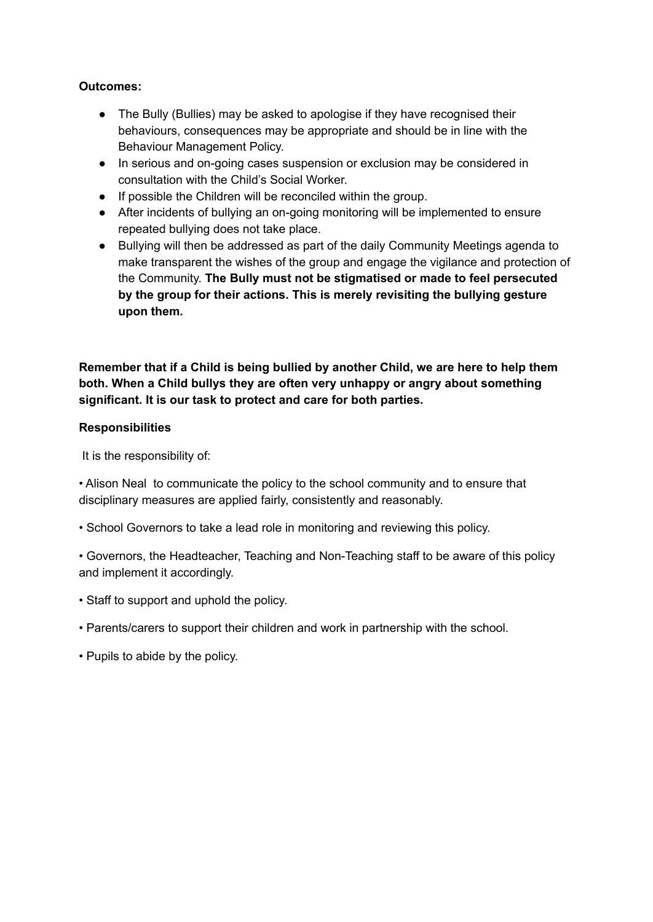**Outcomes:**

- The Bully (Bullies) may be asked to apologise if they have recognised their behaviours, consequences may be appropriate and should be in line with the Behaviour Management Policy.
- In serious and on-going cases suspension or exclusion may be considered in consultation with the Child's Social Worker.
- If possible the Children will be reconciled within the group.
- After incidents of bullying an on-going monitoring will be implemented to ensure repeated bullying does not take place.
- Bullying will then be addressed as part of the daily Community Meetings agenda to make transparent the wishes of the group and engage the vigilance and protection of the Community. **The Bully must not be stigmatised or made to feel persecuted by the group for their actions. This is merely revisiting the bullying gesture upon them.**

**Remember that if a Child is being bullied by another Child, we are here to help them both. When a Child bullys they are often very unhappy or angry about something significant. It is our task to protect and care for both parties.**

**Responsibilities**

It is the responsibility of:

• Alison Neal to communicate the policy to the school community and to ensure that disciplinary measures are applied fairly, consistently and reasonably.

• School Governors to take a lead role in monitoring and reviewing this policy.

• Governors, the Headteacher, Teaching and Non-Teaching staff to be aware of this policy and implement it accordingly.

• Staff to support and uphold the policy.

• Parents/carers to support their children and work in partnership with the school.

• Pupils to abide by the policy.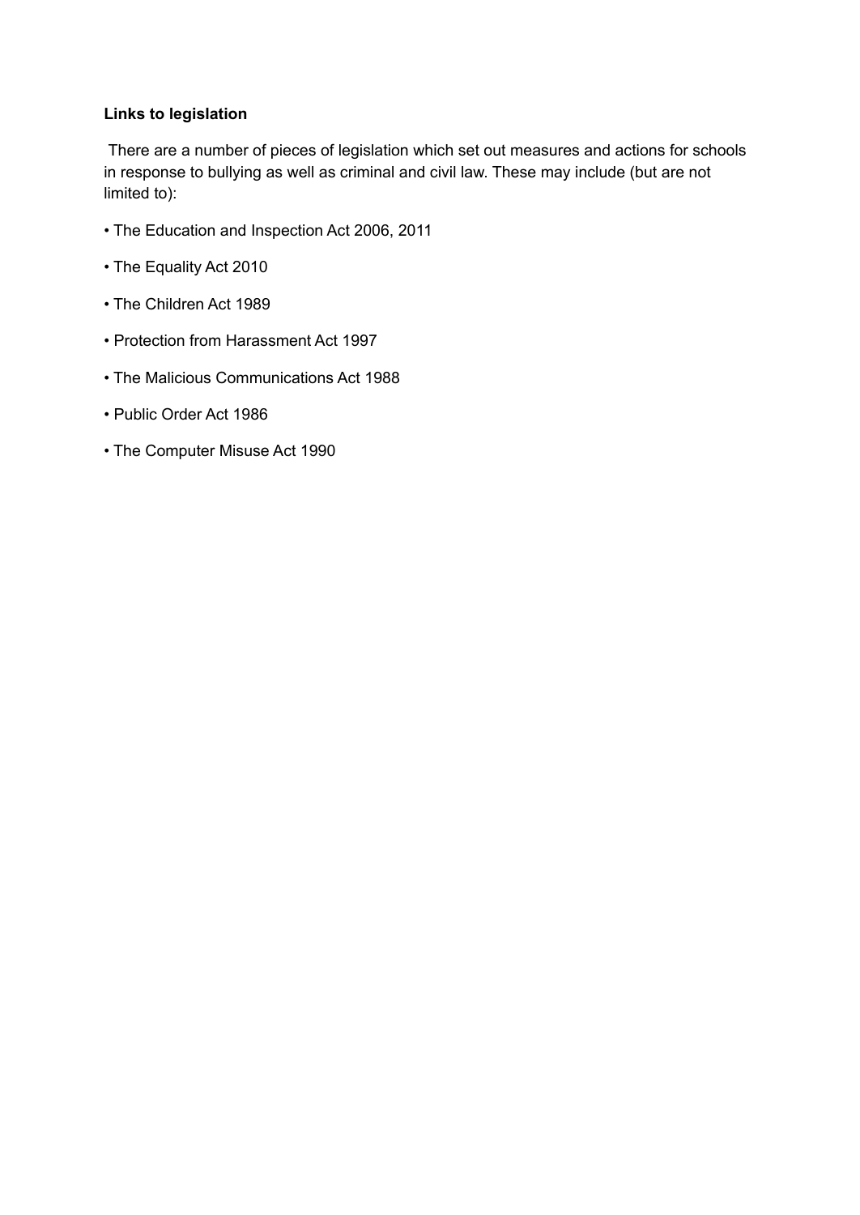**Links to legislation**

There are a number of pieces of legislation which set out measures and actions for schools in response to bullying as well as criminal and civil law. These may include (but are not limited to):

- The Education and Inspection Act 2006, 2011
- The Equality Act 2010
- The Children Act 1989
- Protection from Harassment Act 1997
- The Malicious Communications Act 1988
- Public Order Act 1986
- The Computer Misuse Act 1990